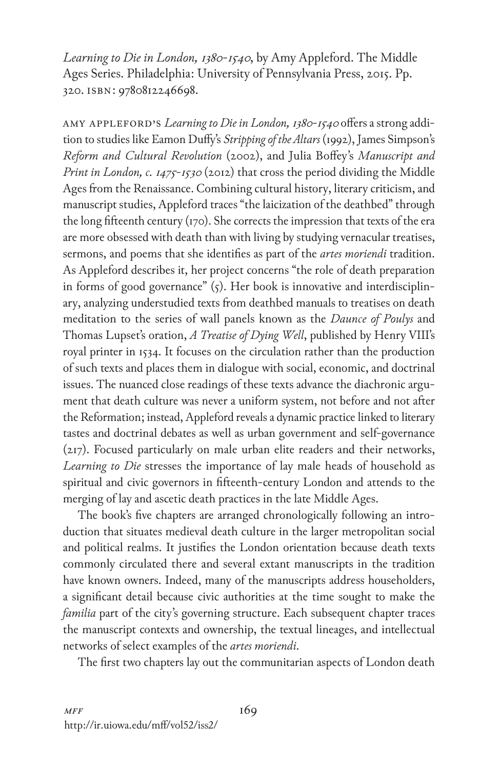*Learning to Die in London, 1380–1540*, by Amy Appleford. The Middle Ages Series. Philadelphia: University of Pennsylvania Press, 2015. Pp. 320. ISBN: 9780812246698.

AMY APPLEFORD'S *Learning to Die in London, 1380–1540* offers a strong addition to studies like Eamon Duffy's *Stripping of the Altars* (1992), James Simpson's *Reform and Cultural Revolution* (2002), and Julia Boffey's *Manuscript and Print in London, c. 1475–1530* (2012) that cross the period dividing the Middle Ages from the Renaissance. Combining cultural history, literary criticism, and manuscript studies, Appleford traces "the laicization of the deathbed" through the long fifteenth century (170). She corrects the impression that texts of the era are more obsessed with death than with living by studying vernacular treatises, sermons, and poems that she identifies as part of the *artes moriendi* tradition. As Appleford describes it, her project concerns "the role of death preparation in forms of good governance" (5). Her book is innovative and interdisciplinary, analyzing understudied texts from deathbed manuals to treatises on death meditation to the series of wall panels known as the *Daunce of Poulys* and Thomas Lupset's oration, *A Treatise of Dying Well*, published by Henry VIII's royal printer in 1534. It focuses on the circulation rather than the production of such texts and places them in dialogue with social, economic, and doctrinal issues. The nuanced close readings of these texts advance the diachronic argument that death culture was never a uniform system, not before and not after the Reformation; instead, Appleford reveals a dynamic practice linked to literary tastes and doctrinal debates as well as urban government and self-governance (217). Focused particularly on male urban elite readers and their networks, *Learning to Die* stresses the importance of lay male heads of household as spiritual and civic governors in fifteenth-century London and attends to the merging of lay and ascetic death practices in the late Middle Ages.

The book's five chapters are arranged chronologically following an introduction that situates medieval death culture in the larger metropolitan social and political realms. It justifies the London orientation because death texts commonly circulated there and several extant manuscripts in the tradition have known owners. Indeed, many of the manuscripts address householders, a significant detail because civic authorities at the time sought to make the *familia* part of the city's governing structure. Each subsequent chapter traces the manuscript contexts and ownership, the textual lineages, and intellectual networks of select examples of the *artes moriendi*.

The first two chapters lay out the communitarian aspects of London death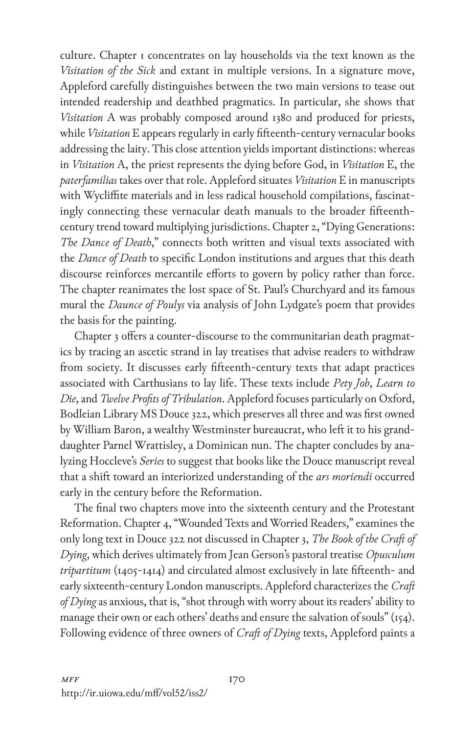culture. Chapter 1 concentrates on lay households via the text known as the *Visitation of the Sick* and extant in multiple versions. In a signature move, Appleford carefully distinguishes between the two main versions to tease out intended readership and deathbed pragmatics. In particular, she shows that *Visitation* A was probably composed around 1380 and produced for priests, while *Visitation* E appears regularly in early fifteenth-century vernacular books addressing the laity. This close attention yields important distinctions: whereas in *Visitation* A, the priest represents the dying before God, in *Visitation* E, the *paterfamilias* takes over that role. Appleford situates *Visitation* E in manuscripts with Wycliffite materials and in less radical household compilations, fascinatingly connecting these vernacular death manuals to the broader fifteenth-century trend toward multiplying jurisdictions. Chapter 2, "Dying Generations: *The Dance of Death*," connects both written and visual texts associated with the *Dance of Death* to specific London institutions and argues that this death discourse reinforces mercantile efforts to govern by policy rather than force. The chapter reanimates the lost space of St. Paul's Churchyard and its famous mural the *Daunce of Poulys* via analysis of John Lydgate's poem that provides the basis for the painting.

Chapter 3 offers a counter-discourse to the communitarian death pragmatics by tracing an ascetic strand in lay treatises that advise readers to withdraw from society. It discusses early fifteenth-century texts that adapt practices associated with Carthusians to lay life. These texts include *Pety Job*, *Learn to Die*, and *Twelve Profits of Tribulation*. Appleford focuses particularly on Oxford, Bodleian Library MS Douce 322, which preserves all three and was first owned by William Baron, a wealthy Westminster bureaucrat, who left it to his granddaughter Parnel Wrattisley, a Dominican nun. The chapter concludes by analyzing Hoccleve's *Series* to suggest that books like the Douce manuscript reveal that a shift toward an interiorized understanding of the *ars moriendi* occurred early in the century before the Reformation.

The final two chapters move into the sixteenth century and the Protestant Reformation. Chapter 4, "Wounded Texts and Worried Readers," examines the only long text in Douce 322 not discussed in Chapter 3, *The Book of the Craft of Dying*, which derives ultimately from Jean Gerson's pastoral treatise *Opusculum tripartitum* (1405-1414) and circulated almost exclusively in late fifteenth- and early sixteenth-century London manuscripts. Appleford characterizes the *Craft of Dying* as anxious, that is, "shot through with worry about its readers' ability to manage their own or each others' deaths and ensure the salvation of souls" (154). Following evidence of three owners of *Craft of Dying* texts, Appleford paints a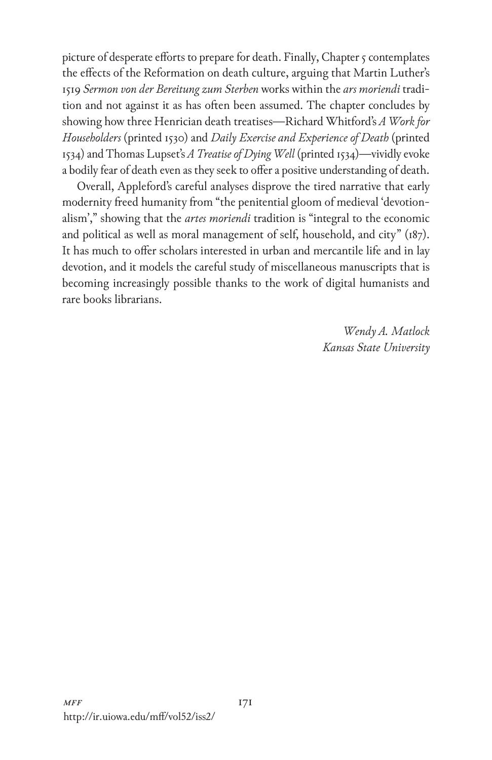picture of desperate efforts to prepare for death. Finally, Chapter 5 contemplates the effects of the Reformation on death culture, arguing that Martin Luther's 1519 *Sermon von der Bereitung zum Sterben* works within the *ars moriendi* tradition and not against it as has often been assumed. The chapter concludes by showing how three Henrician death treatises—Richard Whitford's *A Work for Householders* (printed 1530) and *Daily Exercise and Experience of Death* (printed 1534) and Thomas Lupset's *A Treatise of Dying Well* (printed 1534)—vividly evoke a bodily fear of death even as they seek to offer a positive understanding of death.

Overall, Appleford's careful analyses disprove the tired narrative that early modernity freed humanity from "the penitential gloom of medieval 'devotionalism'," showing that the *artes moriendi* tradition is "integral to the economic and political as well as moral management of self, household, and city" (187). It has much to offer scholars interested in urban and mercantile life and in lay devotion, and it models the careful study of miscellaneous manuscripts that is becoming increasingly possible thanks to the work of digital humanists and rare books librarians.

*Wendy A. Matlock*
*Kansas State University*